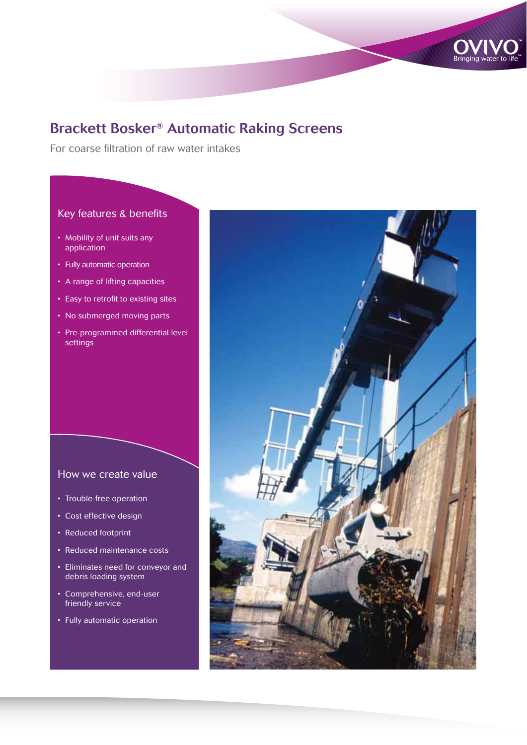# Brackett Bosker® Automatic Raking Screens

For coarse filtration of raw water intakes

## Key features & benefits

- Mobility of unit suits any application
- Fully automatic operation
- A range of lifting capacities
- Easy to retrofit to existing sites
- No submerged moving parts
- Pre-programmed differential level settings

## How we create value

- Trouble-free operation
- Cost effective design
- Reduced footprint
- Reduced maintenance costs
- Eliminates need for conveyor and debris loading system
- Comprehensive, end-user friendly service
- Fully automatic operation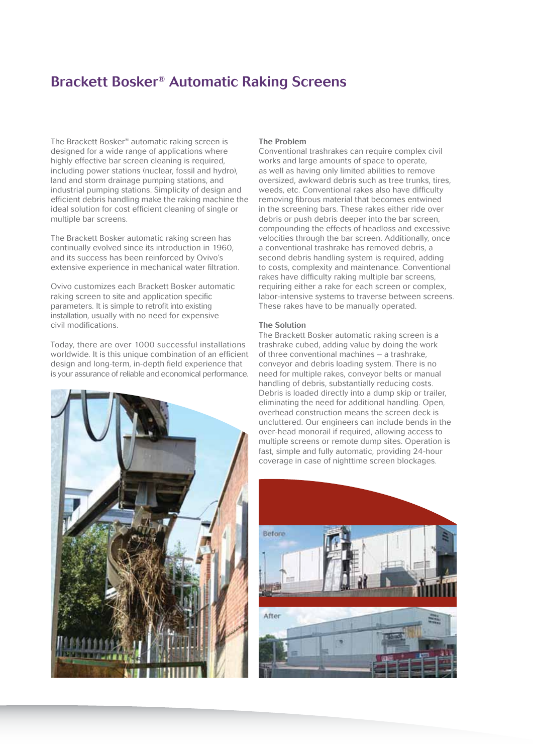# Brackett Bosker® Automatic Raking Screens

The Brackett Bosker® automatic raking screen is designed for a wide range of applications where highly effective bar screen cleaning is required, including power stations (nuclear, fossil and hydro), land and storm drainage pumping stations, and industrial pumping stations. Simplicity of design and efficient debris handling make the raking machine the ideal solution for cost efficient cleaning of single or multiple bar screens.

The Brackett Bosker automatic raking screen has continually evolved since its introduction in 1960, and its success has been reinforced by Ovivo's extensive experience in mechanical water filtration.

Ovivo customizes each Brackett Bosker automatic raking screen to site and application specific parameters. It is simple to retrofit into existing installation, usually with no need for expensive civil modifications.

Today, there are over 1000 successful installations worldwide. It is this unique combination of an efficient design and long-term, in-depth field experience that is your assurance of reliable and economical performance.

### The Problem

Conventional trashrakes can require complex civil works and large amounts of space to operate, as well as having only limited abilities to remove oversized, awkward debris such as tree trunks, tires, weeds, etc. Conventional rakes also have difficulty removing fibrous material that becomes entwined in the screening bars. These rakes either ride over debris or push debris deeper into the bar screen, compounding the effects of headloss and excessive velocities through the bar screen. Additionally, once a conventional trashrake has removed debris, a second debris handling system is required, adding to costs, complexity and maintenance. Conventional rakes have difficulty raking multiple bar screens, requiring either a rake for each screen or complex, labor-intensive systems to traverse between screens. These rakes have to be manually operated.

### The Solution

The Brackett Bosker automatic raking screen is a trashrake cubed, adding value by doing the work of three conventional machines – a trashrake, conveyor and debris loading system. There is no need for multiple rakes, conveyor belts or manual handling of debris, substantially reducing costs. Debris is loaded directly into a dump skip or trailer, eliminating the need for additional handling. Open, overhead construction means the screen deck is uncluttered. Our engineers can include bends in the over-head monorail if required, allowing access to multiple screens or remote dump sites. Operation is fast, simple and fully automatic, providing 24-hour coverage in case of nighttime screen blockages.

Before

After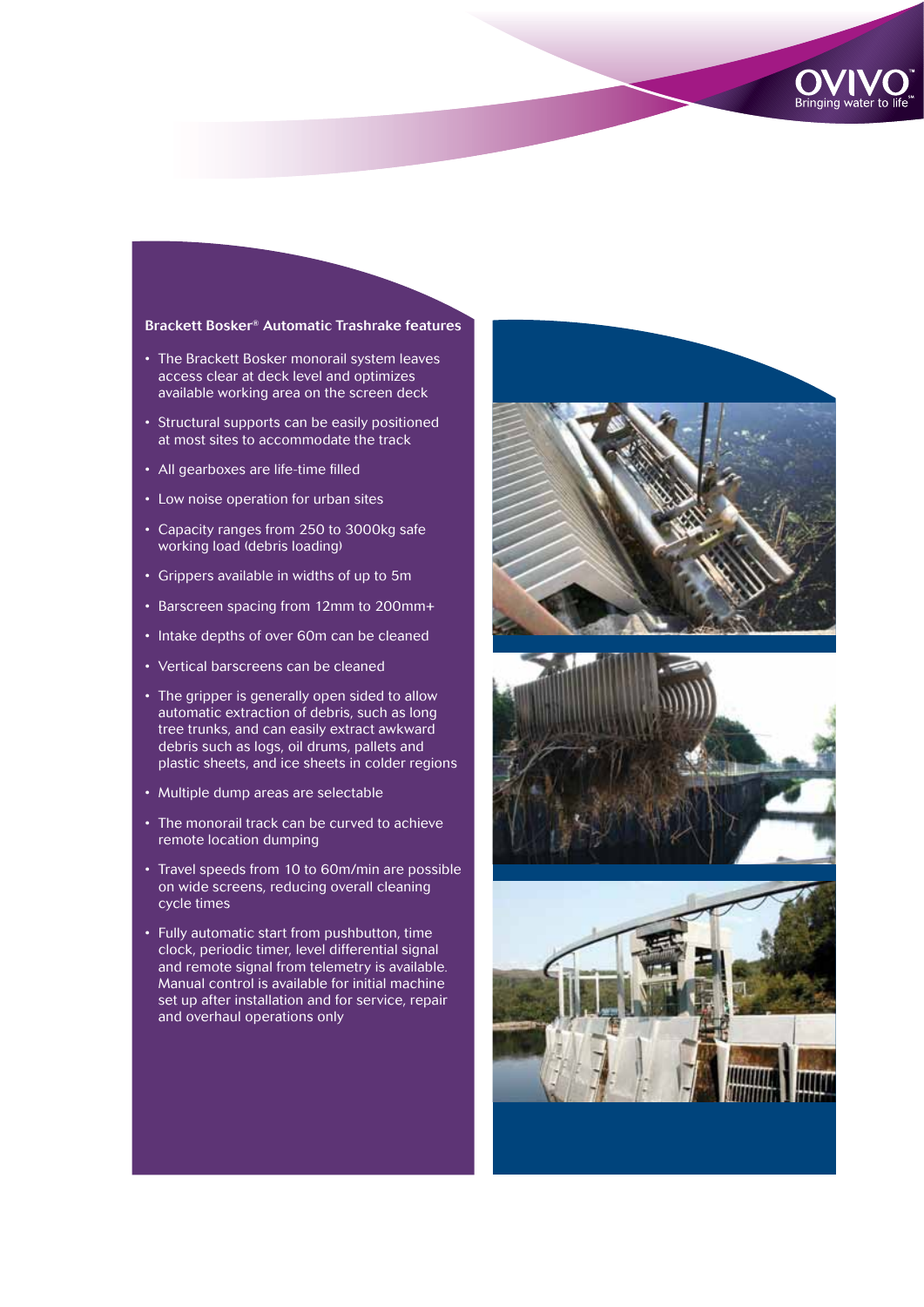### Brackett Bosker® Automatic Trashrake features

- The Brackett Bosker monorail system leaves access clear at deck level and optimizes available working area on the screen deck
- Structural supports can be easily positioned at most sites to accommodate the track
- All gearboxes are life-time filled
- Low noise operation for urban sites
- Capacity ranges from 250 to 3000kg safe working load (debris loading)
- Grippers available in widths of up to 5m
- Barscreen spacing from 12mm to 200mm+
- Intake depths of over 60m can be cleaned
- Vertical barscreens can be cleaned
- The gripper is generally open sided to allow automatic extraction of debris, such as long tree trunks, and can easily extract awkward debris such as logs, oil drums, pallets and plastic sheets, and ice sheets in colder regions
- Multiple dump areas are selectable
- The monorail track can be curved to achieve remote location dumping
- Travel speeds from 10 to 60m/min are possible on wide screens, reducing overall cleaning cycle times
- Fully automatic start from pushbutton, time clock, periodic timer, level differential signal and remote signal from telemetry is available. Manual control is available for initial machine set up after installation and for service, repair and overhaul operations only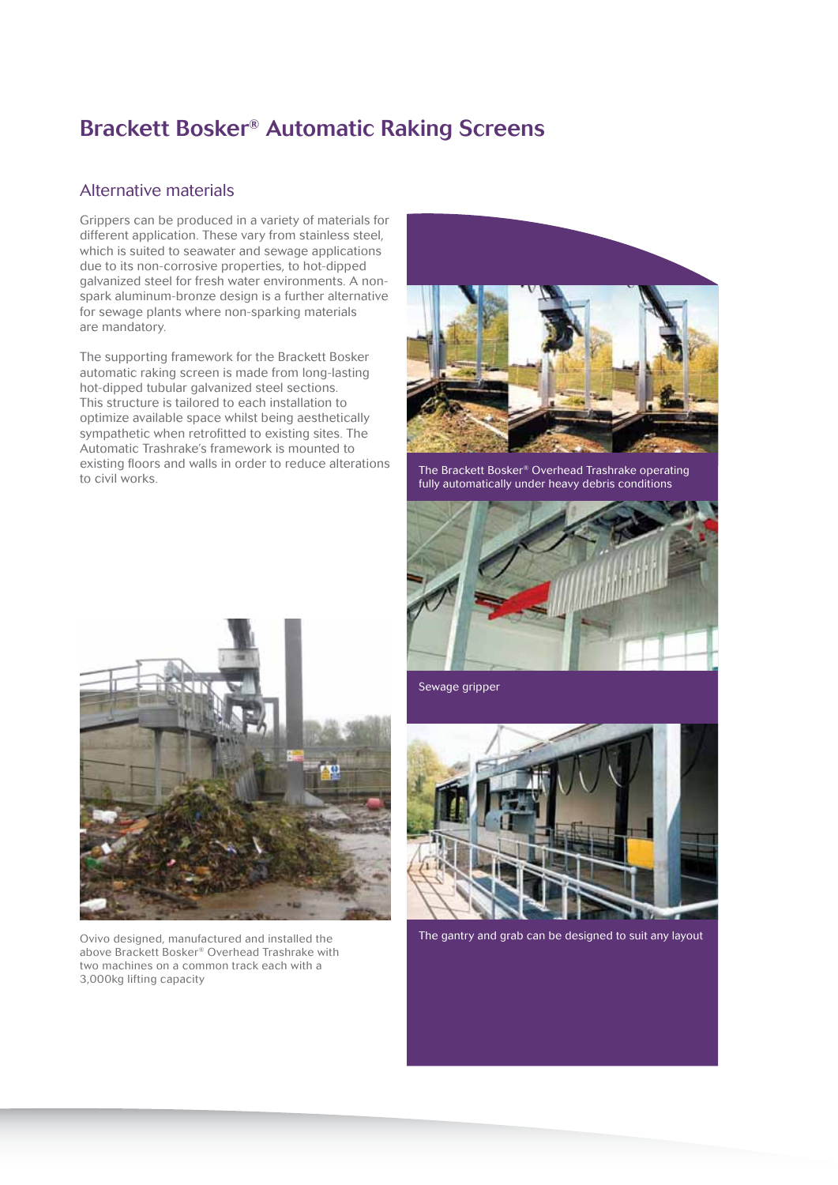# Brackett Bosker® Automatic Raking Screens

## Alternative materials

Grippers can be produced in a variety of materials for different application. These vary from stainless steel, which is suited to seawater and sewage applications due to its non-corrosive properties, to hot-dipped galvanized steel for fresh water environments. A non-spark aluminum-bronze design is a further alternative for sewage plants where non-sparking materials are mandatory.

The supporting framework for the Brackett Bosker automatic raking screen is made from long-lasting hot-dipped tubular galvanized steel sections. This structure is tailored to each installation to optimize available space whilst being aesthetically sympathetic when retrofitted to existing sites. The Automatic Trashrake's framework is mounted to existing floors and walls in order to reduce alterations to civil works.

The Brackett Bosker® Overhead Trashrake operating fully automatically under heavy debris conditions

Sewage gripper

Ovivo designed, manufactured and installed the above Brackett Bosker® Overhead Trashrake with two machines on a common track each with a 3,000kg lifting capacity

The gantry and grab can be designed to suit any layout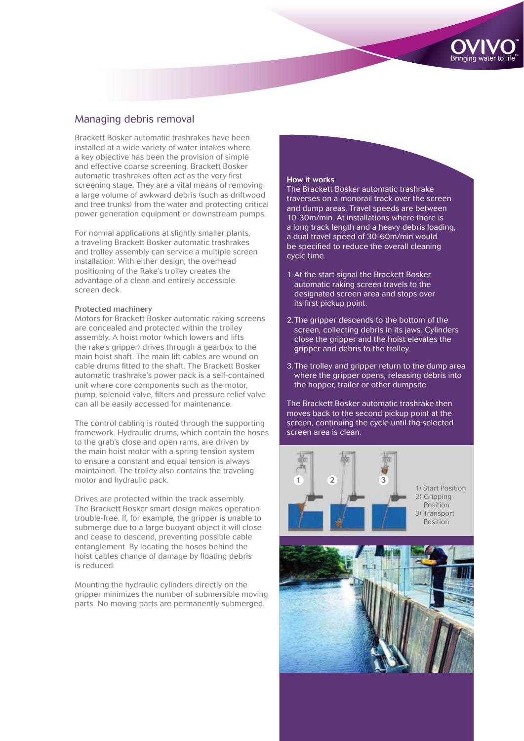## Managing debris removal

Brackett Bosker automatic trashrakes have been installed at a wide variety of water intakes where a key objective has been the provision of simple and effective coarse screening. Brackett Bosker automatic trashrakes often act as the very first screening stage. They are a vital means of removing a large volume of awkward debris (such as driftwood and tree trunks) from the water and protecting critical power generation equipment or downstream pumps.

For normal applications at slightly smaller plants, a traveling Brackett Bosker automatic trashrakes and trolley assembly can service a multiple screen installation. With either design, the overhead positioning of the Rake's trolley creates the advantage of a clean and entirely accessible screen deck.

**Protected machinery**

Motors for Brackett Bosker automatic raking screens are concealed and protected within the trolley assembly. A hoist motor (which lowers and lifts the rake's gripper) drives through a gearbox to the main hoist shaft. The main lift cables are wound on cable drums fitted to the shaft. The Brackett Bosker automatic trashrake's power pack is a self-contained unit where core components such as the motor, pump, solenoid valve, filters and pressure relief valve can all be easily accessed for maintenance.

The control cabling is routed through the supporting framework. Hydraulic drums, which contain the hoses to the grab's close and open rams, are driven by the main hoist motor with a spring tension system to ensure a constant and equal tension is always maintained. The trolley also contains the traveling motor and hydraulic pack.

Drives are protected within the track assembly. The Brackett Bosker smart design makes operation trouble-free. If, for example, the gripper is unable to submerge due to a large buoyant object it will close and cease to descend, preventing possible cable entanglement. By locating the hoses behind the hoist cables chance of damage by floating debris is reduced.

Mounting the hydraulic cylinders directly on the gripper minimizes the number of submersible moving parts. No moving parts are permanently submerged.

**How it works**

The Brackett Bosker automatic trashrake traverses on a monorail track over the screen and dump areas. Travel speeds are between 10-30m/min. At installations where there is a long track length and a heavy debris loading, a dual travel speed of 30-60m/min would be specified to reduce the overall cleaning cycle time.

1. At the start signal the Brackett Bosker automatic raking screen travels to the designated screen area and stops over its first pickup point.
2. The gripper descends to the bottom of the screen, collecting debris in its jaws. Cylinders close the gripper and the hoist elevates the gripper and debris to the trolley.
3. The trolley and gripper return to the dump area where the gripper opens, releasing debris into the hopper, trailer or other dumpsite.

The Brackett Bosker automatic trashrake then moves back to the second pickup point at the screen, continuing the cycle until the selected screen area is clean.

1) Start Position
2) Gripping Position
3) Transport Position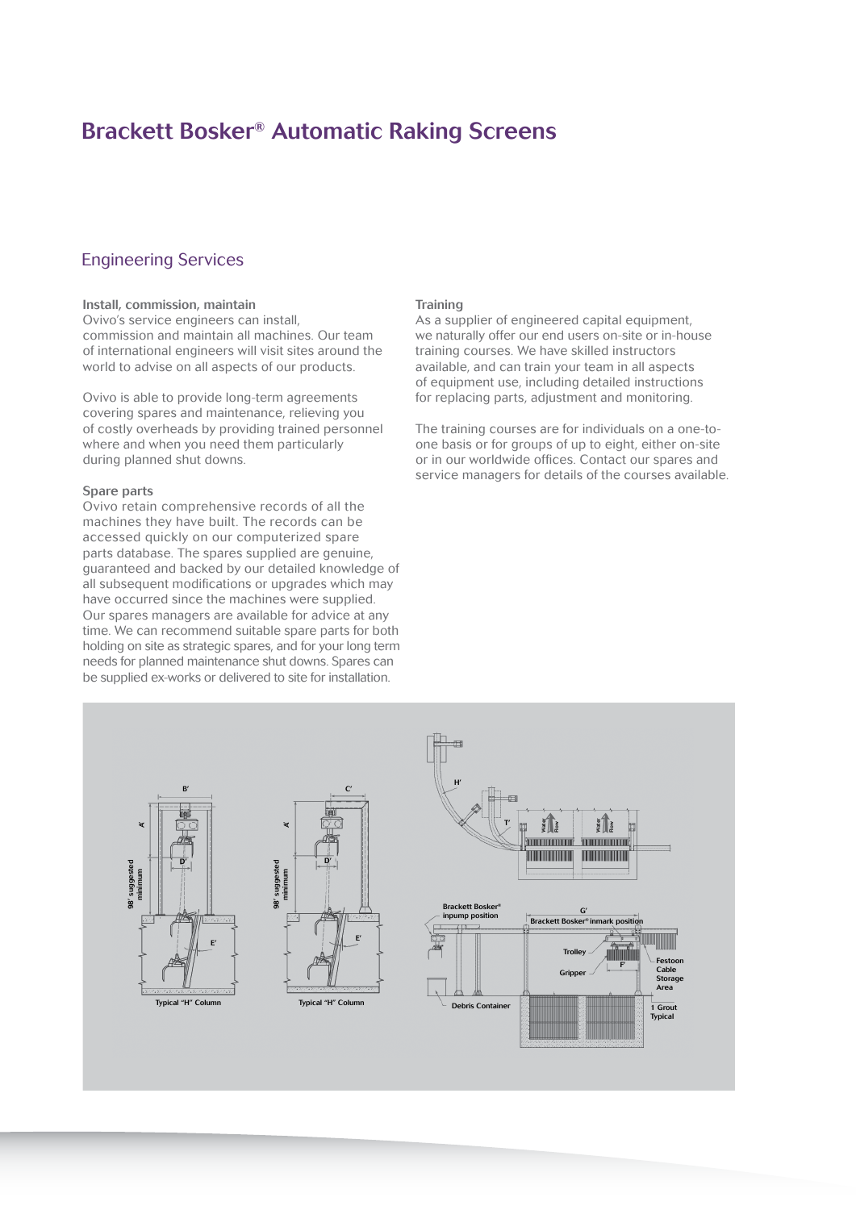# Brackett Bosker® Automatic Raking Screens

## Engineering Services

### Install, commission, maintain

Ovivo's service engineers can install, commission and maintain all machines. Our team of international engineers will visit sites around the world to advise on all aspects of our products.

Ovivo is able to provide long-term agreements covering spares and maintenance, relieving you of costly overheads by providing trained personnel where and when you need them particularly during planned shut downs.

### Spare parts

Ovivo retain comprehensive records of all the machines they have built. The records can be accessed quickly on our computerized spare parts database. The spares supplied are genuine, guaranteed and backed by our detailed knowledge of all subsequent modifications or upgrades which may have occurred since the machines were supplied. Our spares managers are available for advice at any time. We can recommend suitable spare parts for both holding on site as strategic spares, and for your long term needs for planned maintenance shut downs. Spares can be supplied ex-works or delivered to site for installation.

### Training

As a supplier of engineered capital equipment, we naturally offer our end users on-site or in-house training courses. We have skilled instructors available, and can train your team in all aspects of equipment use, including detailed instructions for replacing parts, adjustment and monitoring.

The training courses are for individuals on a one-to-one basis or for groups of up to eight, either on-site or in our worldwide offices. Contact our spares and service managers for details of the courses available.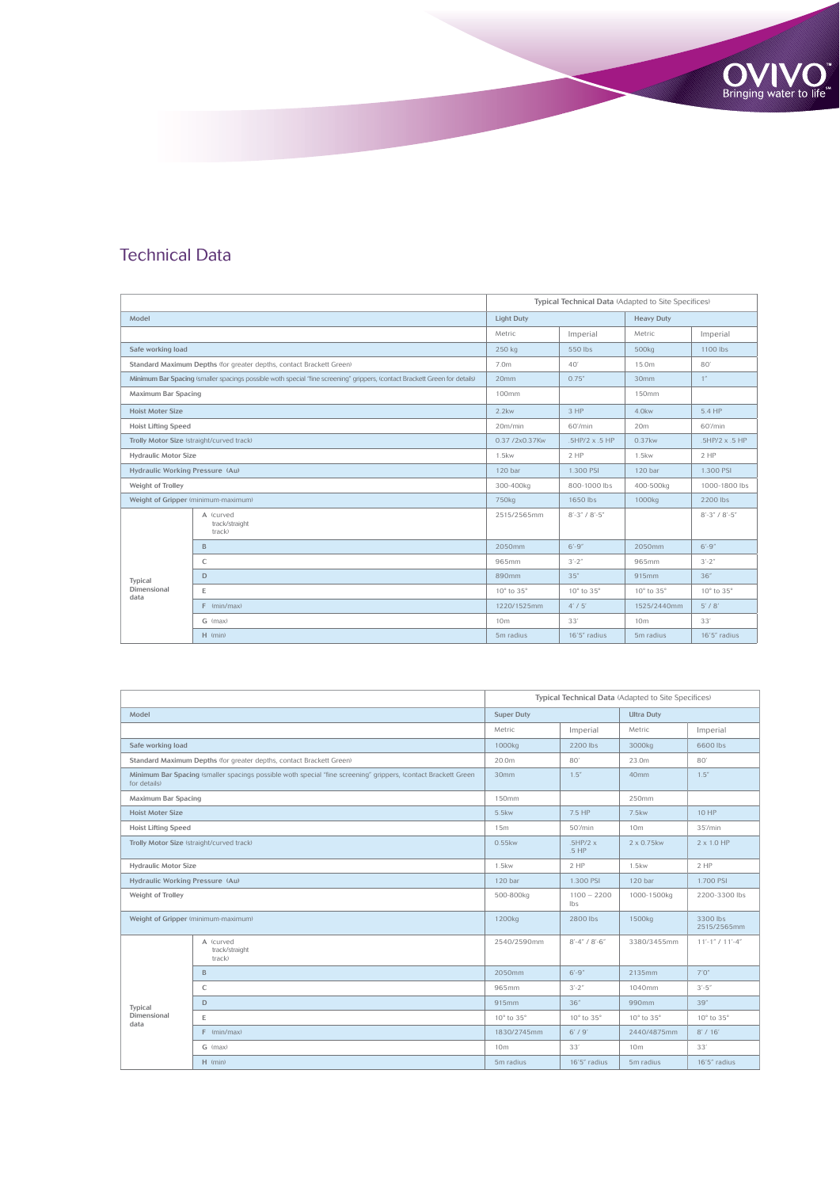## Technical Data

| | | Typical Technical Data (Adapted to Site Specifices) | | | |
|---|---|---|---|---|---|
| Model | | Light Duty | | Heavy Duty | |
| | | Metric | Imperial | Metric | Imperial |
| Safe working load | | 250 kg | 550 lbs | 500kg | 1100 lbs |
| Standard Maximum Depths (for greater depths, contact Brackett Green) | | 7.0m | 40' | 15.0m | 80' |
| Minimum Bar Spacing (smaller spacings possible woth special "fine screening" grippers, (contact Brackett Green for details) | | 20mm | 0.75" | 30mm | 1" |
| Maximum Bar Spacing | | 100mm | | 150mm | |
| Hoist Moter Size | | 2.2kw | 3 HP | 4.0kw | 5.4 HP |
| Hoist Lifting Speed | | 20m/min | 60'/min | 20m | 60'/min |
| Trolly Motor Size (straight/curved track) | | 0.37 /2x0.37Kw | .5HP/2 x .5 HP | 0.37kw | .5HP/2 x .5 HP |
| Hydraulic Motor Size | | 1.5kw | 2 HP | 1.5kw | 2 HP |
| Hydraulic Working Pressure (Au) | | 120 bar | 1.300 PSI | 120 bar | 1.300 PSI |
| Weight of Trolley | | 300-400kg | 800-1000 lbs | 400-500kg | 1000-1800 lbs |
| Weight of Gripper (minimum-maximum) | | 750kg | 1650 lbs | 1000kg | 2200 lbs |
| Typical Dimensional data | A (curved track/straight track) | 2515/2565mm | 8'-3" / 8'-5" | | 8'-3" / 8'-5" |
| | B | 2050mm | 6'-9" | 2050mm | 6'-9" |
| | C | 965mm | 3'-2" | 965mm | 3'-2" |
| | D | 890mm | 35" | 915mm | 36" |
| | E | 10° to 35° | 10° to 35° | 10° to 35° | 10° to 35° |
| | F (min/max) | 1220/1525mm | 4' / 5' | 1525/2440mm | 5' / 8' |
| | G (max) | 10m | 33' | 10m | 33' |
| | H (min) | 5m radius | 16'5" radius | 5m radius | 16'5" radius |

| | | Typical Technical Data (Adapted to Site Specifices) | | | |
|---|---|---|---|---|---|
| Model | | Super Duty | | Ultra Duty | |
| | | Metric | Imperial | Metric | Imperial |
| Safe working load | | 1000kg | 2200 lbs | 3000kg | 6600 lbs |
| Standard Maximum Depths (for greater depths, contact Brackett Green) | | 20.0m | 80' | 23.0m | 80' |
| Minimum Bar Spacing (smaller spacings possible woth special "fine screening" grippers, (contact Brackett Green for details) | | 30mm | 1.5" | 40mm | 1.5" |
| Maximum Bar Spacing | | 150mm | | 250mm | |
| Hoist Moter Size | | 5.5kw | 7.5 HP | 7.5kw | 10 HP |
| Hoist Lifting Speed | | 15m | 50'/min | 10m | 35'/min |
| Trolly Motor Size (straight/curved track) | | 0.55kw | .5HP/2 x .5 HP | 2 x 0.75kw | 2 x 1.0 HP |
| Hydraulic Motor Size | | 1.5kw | 2 HP | 1.5kw | 2 HP |
| Hydraulic Working Pressure (Au) | | 120 bar | 1.300 PSI | 120 bar | 1.700 PSI |
| Weight of Trolley | | 500-800kg | 1100 – 2200 lbs | 1000-1500kg | 2200-3300 lbs |
| Weight of Gripper (minimum-maximum) | | 1200kg | 2800 lbs | 1500kg | 3300 lbs 2515/2565mm |
| Typical Dimensional data | A (curved track/straight track) | 2540/2590mm | 8'-4" / 8'-6" | 3380/3455mm | 11'-1" / 11'-4" |
| | B | 2050mm | 6'-9" | 2135mm | 7'0" |
| | C | 965mm | 3'-2" | 1040mm | 3'-5" |
| | D | 915mm | 36" | 990mm | 39" |
| | E | 10° to 35° | 10° to 35° | 10° to 35° | 10° to 35° |
| | F (min/max) | 1830/2745mm | 6' / 9' | 2440/4875mm | 8' / 16' |
| | G (max) | 10m | 33' | 10m | 33' |
| | H (min) | 5m radius | 16'5" radius | 5m radius | 16'5" radius |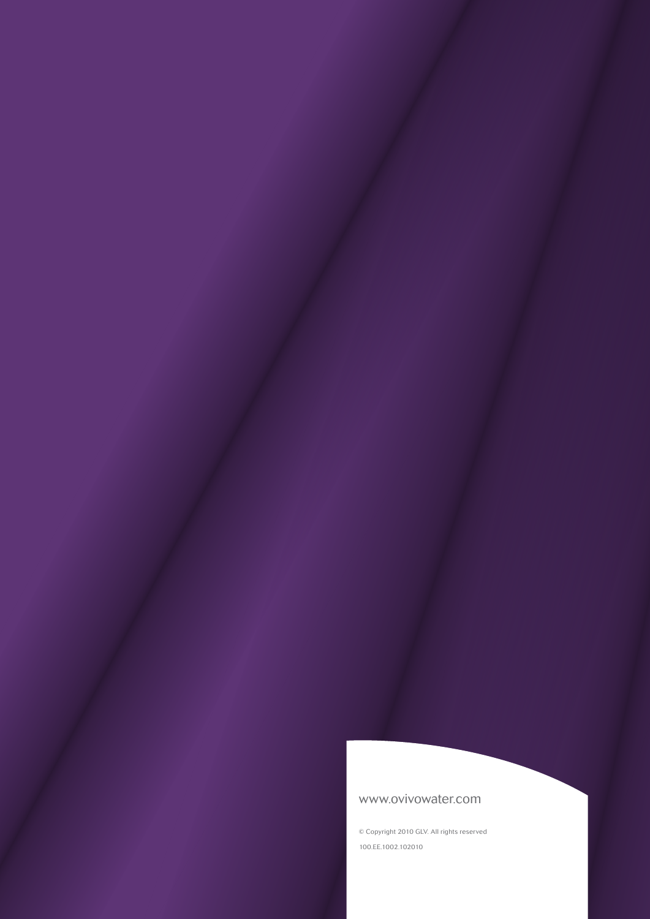www.ovivowater.com

© Copyright 2010 GLV. All rights reserved

100.EE.1002.102010